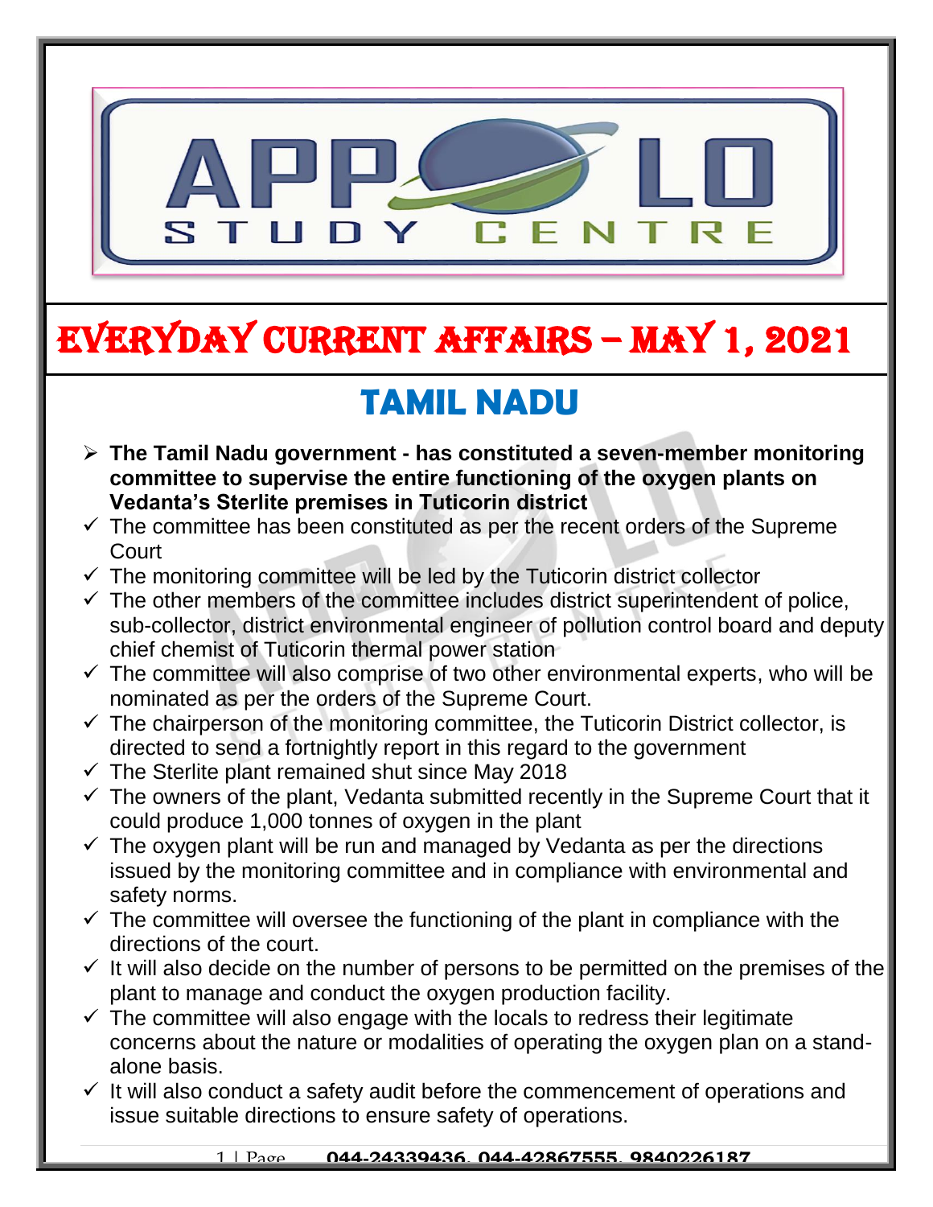# EVERYDAY CURRENT AFFAIRS – MAY 1, 2021

## TAMIL NADU

- **The Tamil Nadu government - has constituted a seven-member monitoring committee to supervise the entire functioning of the oxygen plants on Vedanta's Sterlite premises in Tuticorin district**
- ✓ The committee has been constituted as per the recent orders of the Supreme Court
- ✓ The monitoring committee will be led by the Tuticorin district collector
- ✓ The other members of the committee includes district superintendent of police, sub-collector, district environmental engineer of pollution control board and deputy chief chemist of Tuticorin thermal power station
- ✓ The committee will also comprise of two other environmental experts, who will be nominated as per the orders of the Supreme Court.
- ✓ The chairperson of the monitoring committee, the Tuticorin District collector, is directed to send a fortnightly report in this regard to the government
- ✓ The Sterlite plant remained shut since May 2018
- ✓ The owners of the plant, Vedanta submitted recently in the Supreme Court that it could produce 1,000 tonnes of oxygen in the plant
- ✓ The oxygen plant will be run and managed by Vedanta as per the directions issued by the monitoring committee and in compliance with environmental and safety norms.
- ✓ The committee will oversee the functioning of the plant in compliance with the directions of the court.
- ✓ It will also decide on the number of persons to be permitted on the premises of the plant to manage and conduct the oxygen production facility.
- ✓ The committee will also engage with the locals to redress their legitimate concerns about the nature or modalities of operating the oxygen plan on a stand-alone basis.
- ✓ It will also conduct a safety audit before the commencement of operations and issue suitable directions to ensure safety of operations.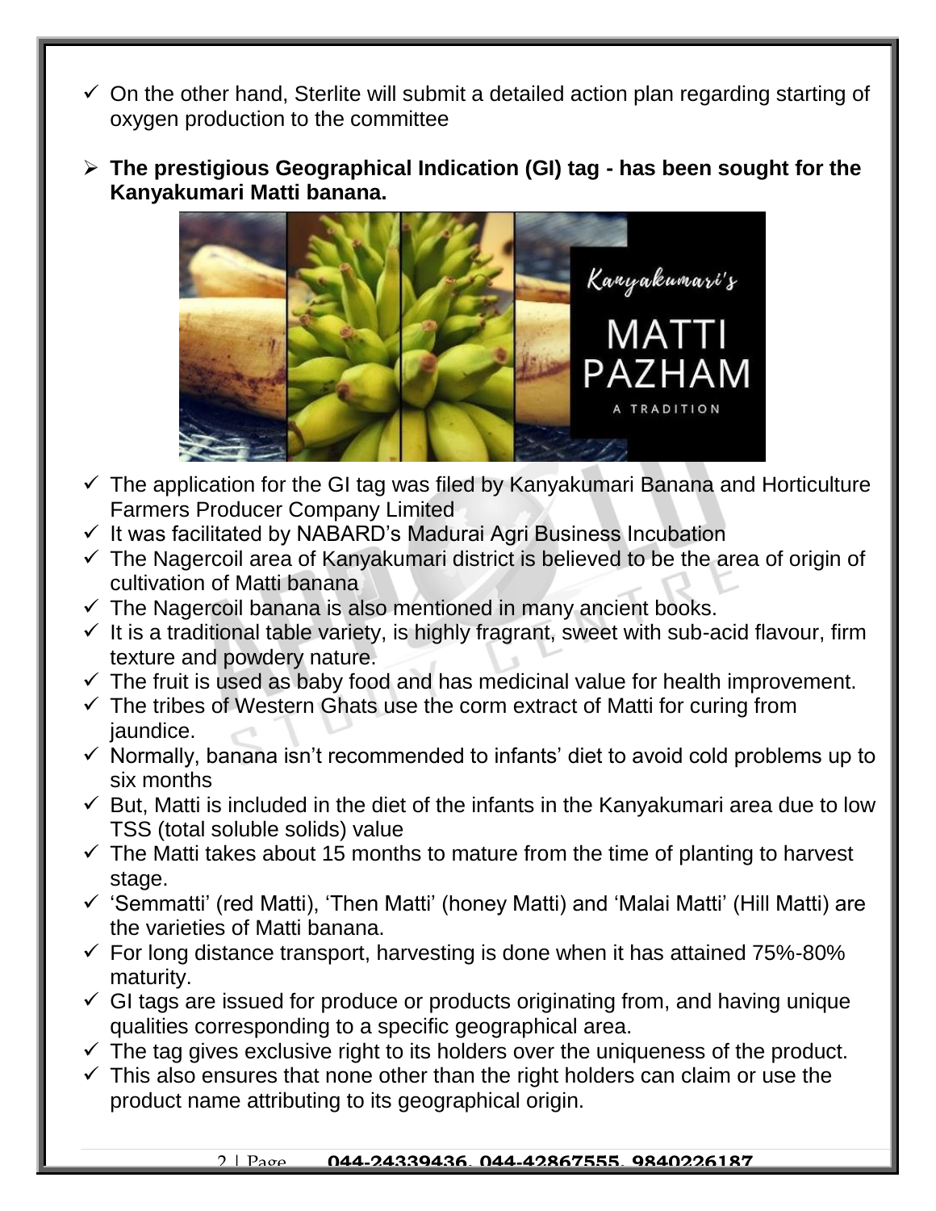- ✓ On the other hand, Sterlite will submit a detailed action plan regarding starting of oxygen production to the committee

➢ **The prestigious Geographical Indication (GI) tag - has been sought for the Kanyakumari Matti banana.**

- ✓ The application for the GI tag was filed by Kanyakumari Banana and Horticulture Farmers Producer Company Limited
- ✓ It was facilitated by NABARD's Madurai Agri Business Incubation
- ✓ The Nagercoil area of Kanyakumari district is believed to be the area of origin of cultivation of Matti banana
- ✓ The Nagercoil banana is also mentioned in many ancient books.
- ✓ It is a traditional table variety, is highly fragrant, sweet with sub-acid flavour, firm texture and powdery nature.
- ✓ The fruit is used as baby food and has medicinal value for health improvement.
- ✓ The tribes of Western Ghats use the corm extract of Matti for curing from jaundice.
- ✓ Normally, banana isn't recommended to infants' diet to avoid cold problems up to six months
- ✓ But, Matti is included in the diet of the infants in the Kanyakumari area due to low TSS (total soluble solids) value
- ✓ The Matti takes about 15 months to mature from the time of planting to harvest stage.
- ✓ 'Semmatti' (red Matti), 'Then Matti' (honey Matti) and 'Malai Matti' (Hill Matti) are the varieties of Matti banana.
- ✓ For long distance transport, harvesting is done when it has attained 75%-80% maturity.
- ✓ GI tags are issued for produce or products originating from, and having unique qualities corresponding to a specific geographical area.
- ✓ The tag gives exclusive right to its holders over the uniqueness of the product.
- ✓ This also ensures that none other than the right holders can claim or use the product name attributing to its geographical origin.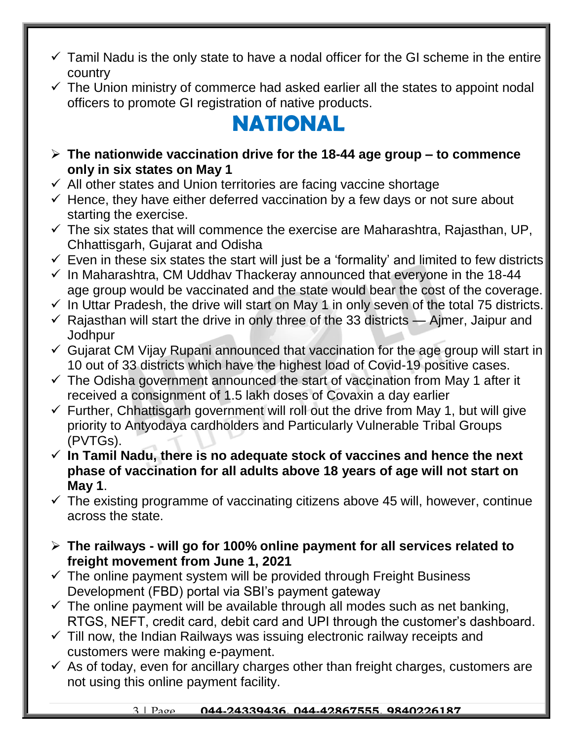- ✓ Tamil Nadu is the only state to have a nodal officer for the GI scheme in the entire country
- ✓ The Union ministry of commerce had asked earlier all the states to appoint nodal officers to promote GI registration of native products.

# NATIONAL

- ➢ **The nationwide vaccination drive for the 18-44 age group – to commence only in six states on May 1**
- ✓ All other states and Union territories are facing vaccine shortage
- ✓ Hence, they have either deferred vaccination by a few days or not sure about starting the exercise.
- ✓ The six states that will commence the exercise are Maharashtra, Rajasthan, UP, Chhattisgarh, Gujarat and Odisha
- ✓ Even in these six states the start will just be a 'formality' and limited to few districts
- ✓ In Maharashtra, CM Uddhav Thackeray announced that everyone in the 18-44 age group would be vaccinated and the state would bear the cost of the coverage.
- ✓ In Uttar Pradesh, the drive will start on May 1 in only seven of the total 75 districts.
- ✓ Rajasthan will start the drive in only three of the 33 districts — Ajmer, Jaipur and Jodhpur
- ✓ Gujarat CM Vijay Rupani announced that vaccination for the age group will start in 10 out of 33 districts which have the highest load of Covid-19 positive cases.
- ✓ The Odisha government announced the start of vaccination from May 1 after it received a consignment of 1.5 lakh doses of Covaxin a day earlier
- ✓ Further, Chhattisgarh government will roll out the drive from May 1, but will give priority to Antyodaya cardholders and Particularly Vulnerable Tribal Groups (PVTGs).
- ✓ **In Tamil Nadu, there is no adequate stock of vaccines and hence the next phase of vaccination for all adults above 18 years of age will not start on May 1**.
- ✓ The existing programme of vaccinating citizens above 45 will, however, continue across the state.

- ➢ **The railways - will go for 100% online payment for all services related to freight movement from June 1, 2021**
- ✓ The online payment system will be provided through Freight Business Development (FBD) portal via SBI's payment gateway
- ✓ The online payment will be available through all modes such as net banking, RTGS, NEFT, credit card, debit card and UPI through the customer's dashboard.
- ✓ Till now, the Indian Railways was issuing electronic railway receipts and customers were making e-payment.
- ✓ As of today, even for ancillary charges other than freight charges, customers are not using this online payment facility.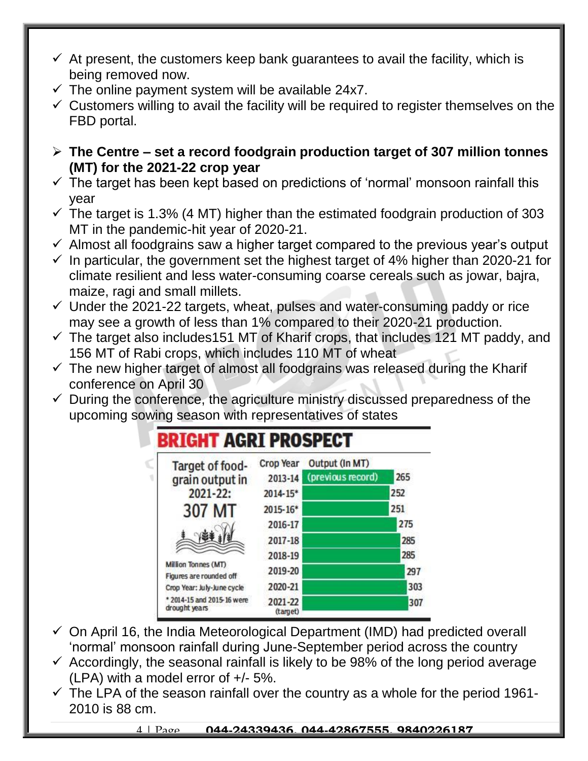- ✓ At present, the customers keep bank guarantees to avail the facility, which is being removed now.
- ✓ The online payment system will be available 24x7.
- ✓ Customers willing to avail the facility will be required to register themselves on the FBD portal.

➢ **The Centre – set a record foodgrain production target of 307 million tonnes (MT) for the 2021-22 crop year**

- ✓ The target has been kept based on predictions of 'normal' monsoon rainfall this year
- ✓ The target is 1.3% (4 MT) higher than the estimated foodgrain production of 303 MT in the pandemic-hit year of 2020-21.
- ✓ Almost all foodgrains saw a higher target compared to the previous year's output
- ✓ In particular, the government set the highest target of 4% higher than 2020-21 for climate resilient and less water-consuming coarse cereals such as jowar, bajra, maize, ragi and small millets.
- ✓ Under the 2021-22 targets, wheat, pulses and water-consuming paddy or rice may see a growth of less than 1% compared to their 2020-21 production.
- ✓ The target also includes151 MT of Kharif crops, that includes 121 MT paddy, and 156 MT of Rabi crops, which includes 110 MT of wheat
- ✓ The new higher target of almost all foodgrains was released during the Kharif conference on April 30
- ✓ During the conference, the agriculture ministry discussed preparedness of the upcoming sowing season with representatives of states

**BRIGHT AGRI PROSPECT**

Target of food-grain output in 2021-22: **307 MT**

| Crop Year | Output (In MT) |
|---|---|
| 2013-14 (previous record) | 265 |
| 2014-15* | 252 |
| 2015-16* | 251 |
| 2016-17 | 275 |
| 2017-18 | 285 |
| 2018-19 | 285 |
| 2019-20 | 297 |
| 2020-21 | 303 |
| 2021-22 (target) | 307 |

Million Tonnes (MT)
Figures are rounded off
Crop Year: July-June cycle
* 2014-15 and 2015-16 were drought years

- ✓ On April 16, the India Meteorological Department (IMD) had predicted overall 'normal' monsoon rainfall during June-September period across the country
- ✓ Accordingly, the seasonal rainfall is likely to be 98% of the long period average (LPA) with a model error of +/- 5%.
- ✓ The LPA of the season rainfall over the country as a whole for the period 1961-2010 is 88 cm.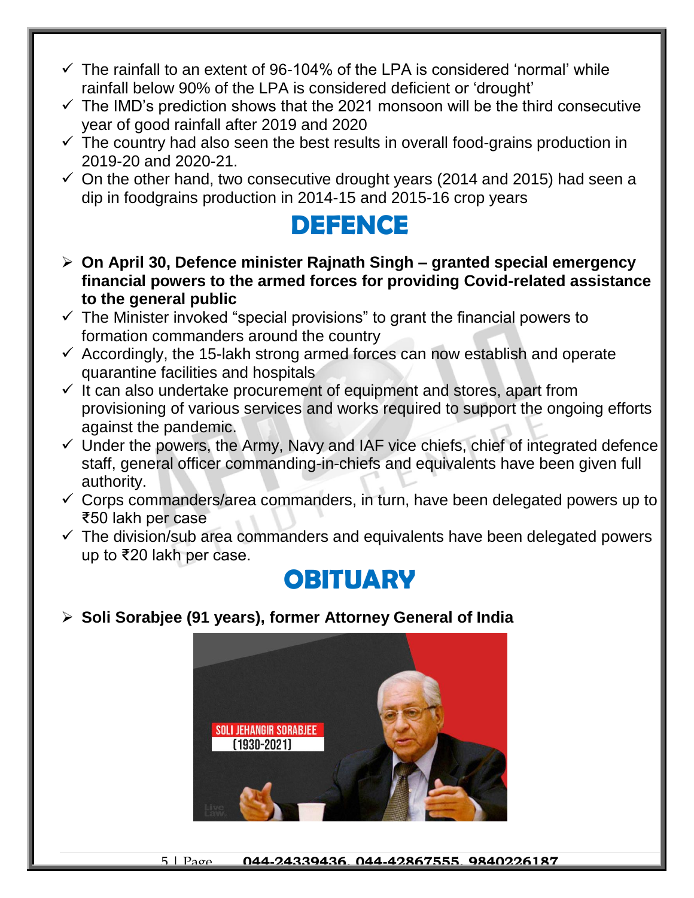- The rainfall to an extent of 96-104% of the LPA is considered 'normal' while rainfall below 90% of the LPA is considered deficient or 'drought'
- The IMD's prediction shows that the 2021 monsoon will be the third consecutive year of good rainfall after 2019 and 2020
- The country had also seen the best results in overall food-grains production in 2019-20 and 2020-21.
- On the other hand, two consecutive drought years (2014 and 2015) had seen a dip in foodgrains production in 2014-15 and 2015-16 crop years

# DEFENCE

- **On April 30, Defence minister Rajnath Singh – granted special emergency financial powers to the armed forces for providing Covid-related assistance to the general public**
- The Minister invoked "special provisions" to grant the financial powers to formation commanders around the country
- Accordingly, the 15-lakh strong armed forces can now establish and operate quarantine facilities and hospitals
- It can also undertake procurement of equipment and stores, apart from provisioning of various services and works required to support the ongoing efforts against the pandemic.
- Under the powers, the Army, Navy and IAF vice chiefs, chief of integrated defence staff, general officer commanding-in-chiefs and equivalents have been given full authority.
- Corps commanders/area commanders, in turn, have been delegated powers up to ₹50 lakh per case
- The division/sub area commanders and equivalents have been delegated powers up to ₹20 lakh per case.

# OBITUARY

- **Soli Sorabjee (91 years), former Attorney General of India**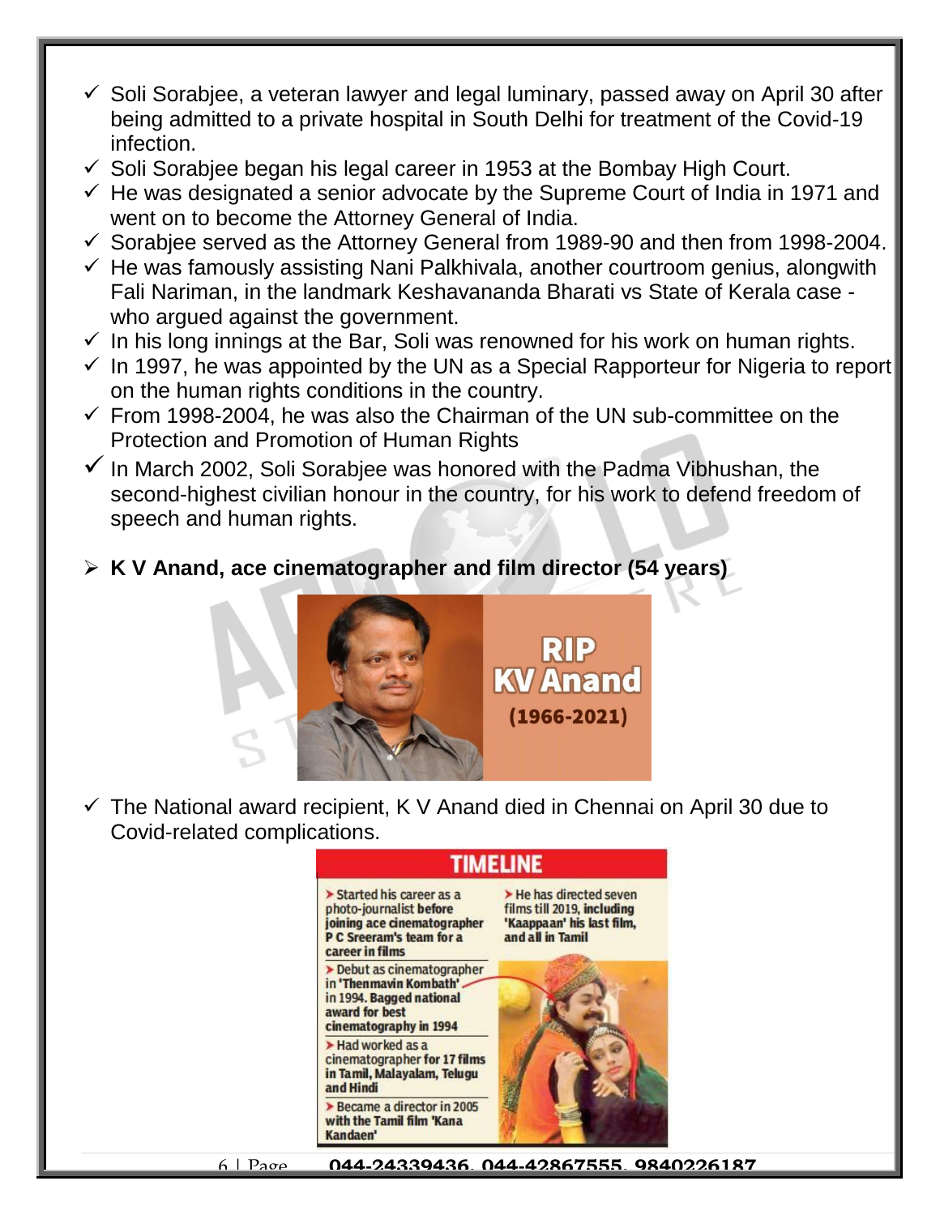- Soli Sorabjee, a veteran lawyer and legal luminary, passed away on April 30 after being admitted to a private hospital in South Delhi for treatment of the Covid-19 infection.
- Soli Sorabjee began his legal career in 1953 at the Bombay High Court.
- He was designated a senior advocate by the Supreme Court of India in 1971 and went on to become the Attorney General of India.
- Sorabjee served as the Attorney General from 1989-90 and then from 1998-2004.
- He was famously assisting Nani Palkhivala, another courtroom genius, alongwith Fali Nariman, in the landmark Keshavananda Bharati vs State of Kerala case - who argued against the government.
- In his long innings at the Bar, Soli was renowned for his work on human rights.
- In 1997, he was appointed by the UN as a Special Rapporteur for Nigeria to report on the human rights conditions in the country.
- From 1998-2004, he was also the Chairman of the UN sub-committee on the Protection and Promotion of Human Rights
- In March 2002, Soli Sorabjee was honored with the Padma Vibhushan, the second-highest civilian honour in the country, for his work to defend freedom of speech and human rights.

## K V Anand, ace cinematographer and film director (54 years)

RIP KV Anand (1966-2021)

- The National award recipient, K V Anand died in Chennai on April 30 due to Covid-related complications.

**TIMELINE**

- Started his career as a photo-journalist **before joining ace cinematographer P C Sreeram's team for a career in films**
- Debut as cinematographer in **'Thenmavin Kombath'** in 1994. **Bagged national award for best cinematography in 1994**
- Had worked as a cinematographer **for 17 films in Tamil, Malayalam, Telugu and Hindi**
- Became a director in 2005 **with the Tamil film 'Kana Kandaen'**
- He has directed seven films till 2019, **including 'Kaappaan' his last film, and all in Tamil**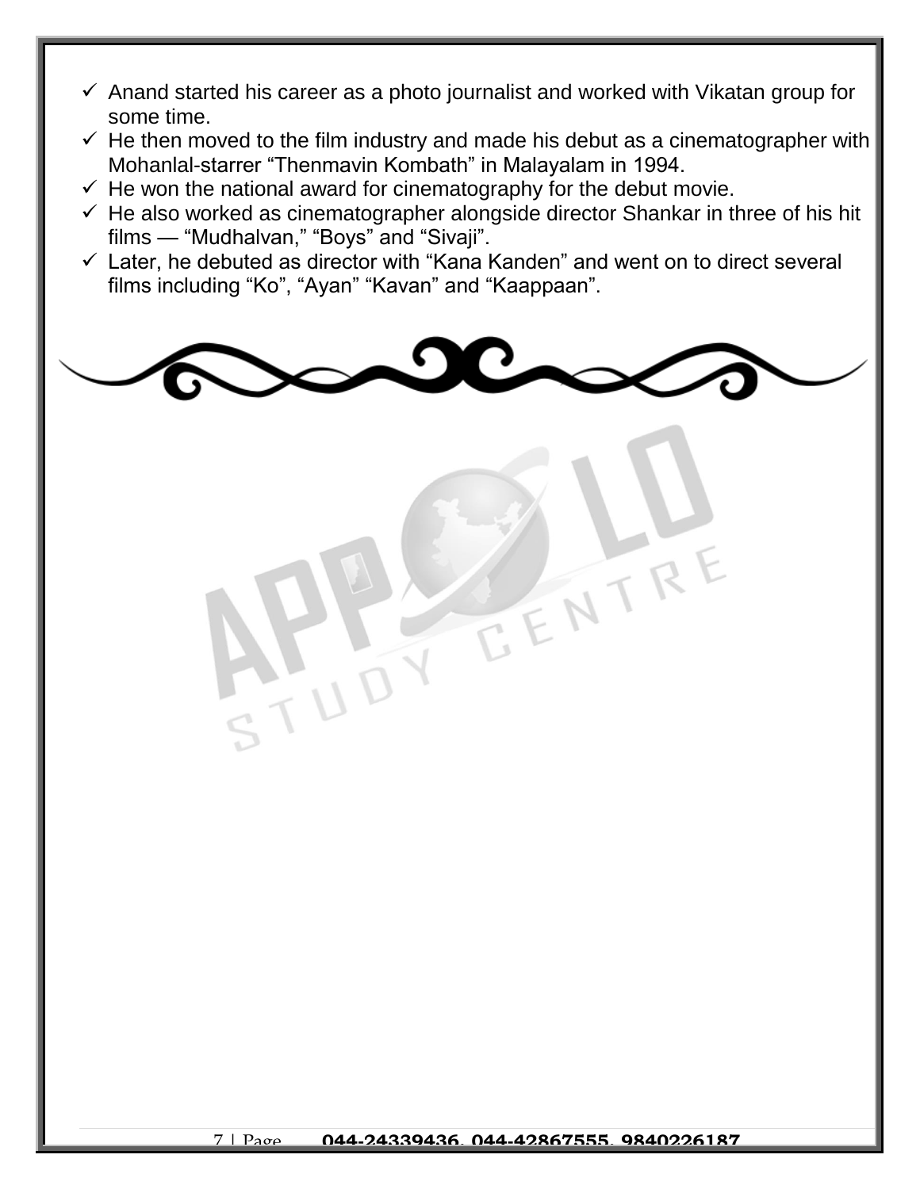- ✓ Anand started his career as a photo journalist and worked with Vikatan group for some time.
- ✓ He then moved to the film industry and made his debut as a cinematographer with Mohanlal-starrer “Thenmavin Kombath” in Malayalam in 1994.
- ✓ He won the national award for cinematography for the debut movie.
- ✓ He also worked as cinematographer alongside director Shankar in three of his hit films — “Mudhalvan,” “Boys” and “Sivaji”.
- ✓ Later, he debuted as director with “Kana Kanden” and went on to direct several films including “Ko”, “Ayan” “Kavan” and “Kaappaan”.